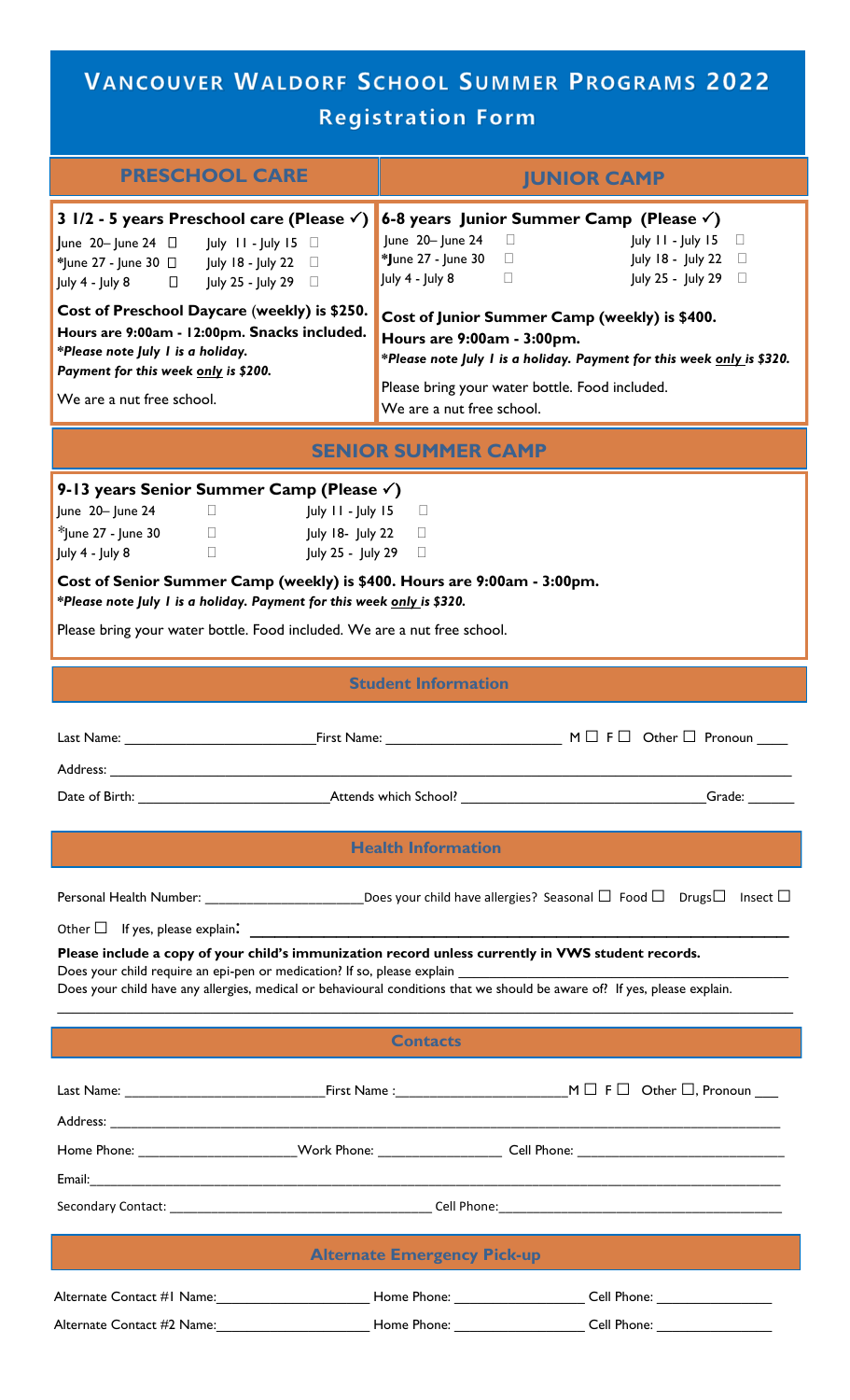# VANCOUVER WALDORF SCHOOL SUMMER PROGRAMS 2022

## Registration Form

## PRESCHOOL CARE

**3 1/2 - 5 years Preschool care (Please ✓)**

June 20– June 24 ☐ July 11 - July 15 ☐
*June 27 - June 30 ☐ July 18 - July 22 ☐
July 4 - July 8 ☐ July 25 - July 29 ☐

**Cost of Preschool Daycare (weekly) is $250. Hours are 9:00am - 12:00pm. Snacks included.**
***Please note July 1 is a holiday. Payment for this week *only* is $200.***

We are a nut free school.

## JUNIOR CAMP

**6-8 years Junior Summer Camp (Please ✓)**

June 20– June 24 ☐ July 11 - July 15 ☐
*June 27 - June 30 ☐ July 18 - July 22 ☐
July 4 - July 8 ☐ July 25 - July 29 ☐

**Cost of Junior Summer Camp (weekly) is $400. Hours are 9:00am - 3:00pm.**
***Please note July 1 is a holiday. Payment for this week *only* is $320.***

Please bring your water bottle. Food included.
We are a nut free school.

## SENIOR SUMMER CAMP

**9-13 years Senior Summer Camp (Please ✓)**

June 20– June 24 ☐ July 11 - July 15 ☐
*June 27 - June 30 ☐ July 18- July 22 ☐
July 4 - July 8 ☐ July 25 - July 29 ☐

**Cost of Senior Summer Camp (weekly) is $400. Hours are 9:00am - 3:00pm.**
***Please note July 1 is a holiday. Payment for this week *only* is $320.***

Please bring your water bottle. Food included. We are a nut free school.

## Student Information

Last Name: ______________________ First Name: ______________________ M ☐ F ☐ Other ☐ Pronoun ____

Address: ____________________________________________

Date of Birth: ______________________ Attends which School? ______________________ Grade: ______

## Health Information

Personal Health Number: ____________________ Does your child have allergies? Seasonal ☐ Food ☐ Drugs ☐ Insect ☐

Other ☐ If yes, please explain: ____________________________________________

**Please include a copy of your child's immunization record unless currently in VWS student records.**

Does your child require an epi-pen or medication? If so, please explain ______________________

Does your child have any allergies, medical or behavioural conditions that we should be aware of? If yes, please explain.

____________________________________________

## Contacts

Last Name: ______________________ First Name : ______________________ M ☐ F ☐ Other ☐, Pronoun ___

Address: ____________________________________________

Home Phone: ____________________ Work Phone: ________________ Cell Phone: ______________________

Email: ____________________________________________

Secondary Contact: ______________________ Cell Phone: ______________________

## Alternate Emergency Pick-up

Alternate Contact #1 Name: ____________________ Home Phone: ________________ Cell Phone: ______________

Alternate Contact #2 Name: ____________________ Home Phone: ________________ Cell Phone: ______________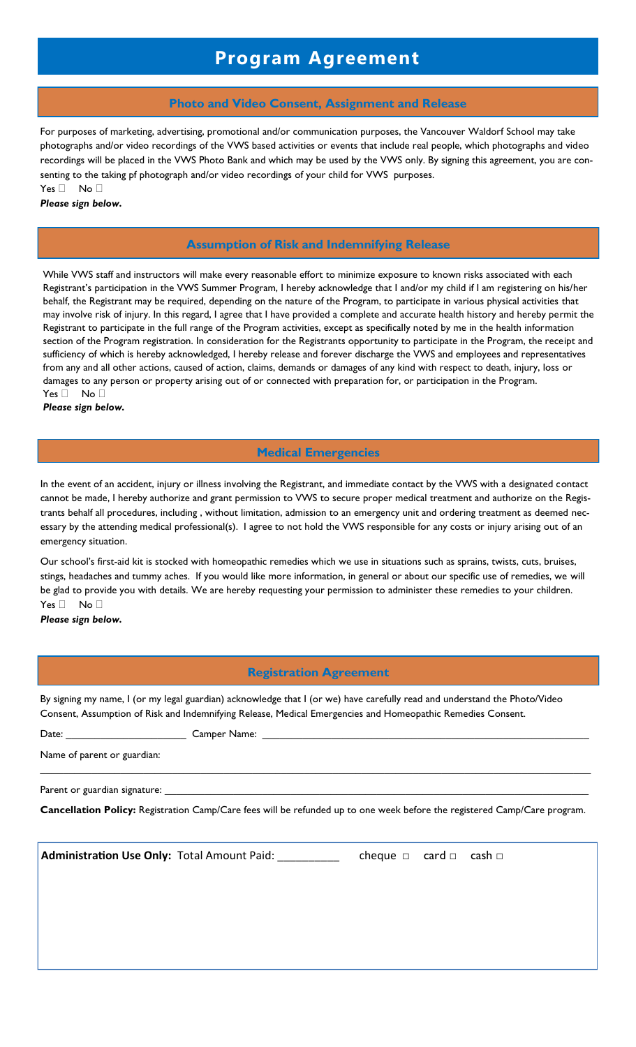# Program Agreement

## Photo and Video Consent, Assignment and Release

For purposes of marketing, advertising, promotional and/or communication purposes, the Vancouver Waldorf School may take photographs and/or video recordings of the VWS based activities or events that include real people, which photographs and video recordings will be placed in the VWS Photo Bank and which may be used by the VWS only. By signing this agreement, you are consenting to the taking pf photograph and/or video recordings of your child for VWS purposes.

Yes ☐ No ☐

***Please sign below.***

## Assumption of Risk and Indemnifying Release

While VWS staff and instructors will make every reasonable effort to minimize exposure to known risks associated with each Registrant's participation in the VWS Summer Program, I hereby acknowledge that I and/or my child if I am registering on his/her behalf, the Registrant may be required, depending on the nature of the Program, to participate in various physical activities that may involve risk of injury. In this regard, I agree that I have provided a complete and accurate health history and hereby permit the Registrant to participate in the full range of the Program activities, except as specifically noted by me in the health information section of the Program registration. In consideration for the Registrants opportunity to participate in the Program, the receipt and sufficiency of which is hereby acknowledged, I hereby release and forever discharge the VWS and employees and representatives from any and all other actions, caused of action, claims, demands or damages of any kind with respect to death, injury, loss or damages to any person or property arising out of or connected with preparation for, or participation in the Program.

Yes ☐ No ☐

***Please sign below.***

## Medical Emergencies

In the event of an accident, injury or illness involving the Registrant, and immediate contact by the VWS with a designated contact cannot be made, I hereby authorize and grant permission to VWS to secure proper medical treatment and authorize on the Registrants behalf all procedures, including , without limitation, admission to an emergency unit and ordering treatment as deemed necessary by the attending medical professional(s). I agree to not hold the VWS responsible for any costs or injury arising out of an emergency situation.

Our school's first-aid kit is stocked with homeopathic remedies which we use in situations such as sprains, twists, cuts, bruises, stings, headaches and tummy aches. If you would like more information, in general or about our specific use of remedies, we will be glad to provide you with details. We are hereby requesting your permission to administer these remedies to your children.

Yes ☐ No ☐

***Please sign below.***

## Registration Agreement

By signing my name, I (or my legal guardian) acknowledge that I (or we) have carefully read and understand the Photo/Video Consent, Assumption of Risk and Indemnifying Release, Medical Emergencies and Homeopathic Remedies Consent.

Date: ______________________ Camper Name: ______________________________________________

Name of parent or guardian:

______________________________________________________________________

Parent or guardian signature: ______________________________________________

**Cancellation Policy:** Registration Camp/Care fees will be refunded up to one week before the registered Camp/Care program.

**Administration Use Only:** Total Amount Paid: __________ cheque ☐ card ☐ cash ☐